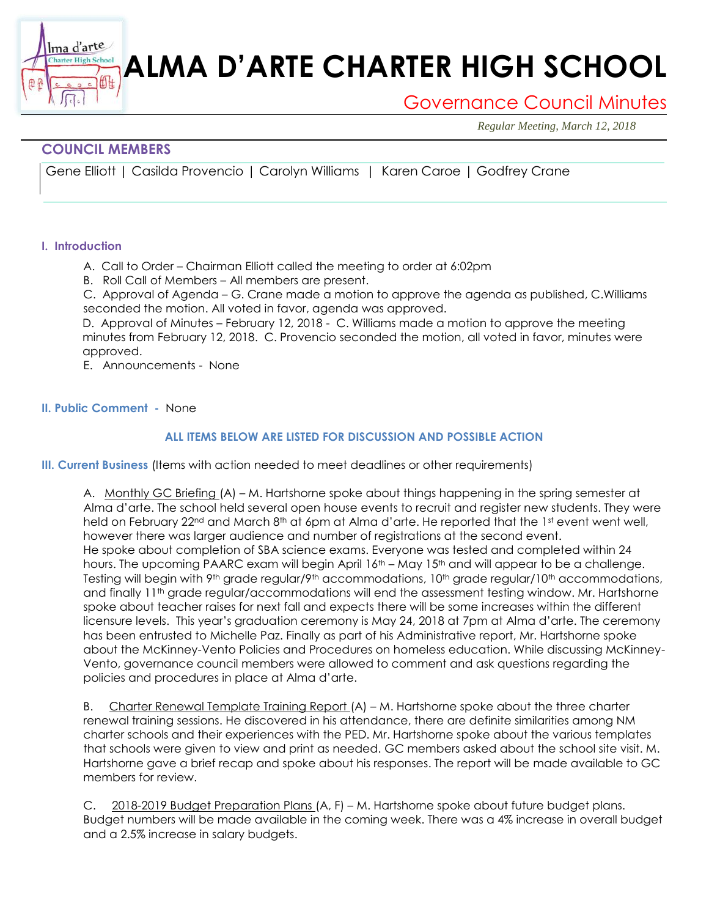# ALMA D'ARTE CHARTER HIGH SCHOOL

## Governance Council Minutes

*Regular Meeting, March 12, 2018*

## COUNCIL MEMBERS

Gene Elliott | Casilda Provencio | Carolyn Williams | Karen Caroe | Godfrey Crane

### I. Introduction

A. Call to Order – Chairman Elliott called the meeting to order at 6:02pm

B. Roll Call of Members – All members are present.

C. Approval of Agenda – G. Crane made a motion to approve the agenda as published, C.Williams seconded the motion. All voted in favor, agenda was approved.

D. Approval of Minutes – February 12, 2018 - C. Williams made a motion to approve the meeting minutes from February 12, 2018. C. Provencio seconded the motion, all voted in favor, minutes were approved.

E. Announcements - None

### II. Public Comment - None

**ALL ITEMS BELOW ARE LISTED FOR DISCUSSION AND POSSIBLE ACTION**

### III. Current Business (Items with action needed to meet deadlines or other requirements)

A. Monthly GC Briefing (A) – M. Hartshorne spoke about things happening in the spring semester at Alma d'arte. The school held several open house events to recruit and register new students. They were held on February 22nd and March 8th at 6pm at Alma d'arte. He reported that the 1st event went well, however there was larger audience and number of registrations at the second event.
He spoke about completion of SBA science exams. Everyone was tested and completed within 24 hours. The upcoming PAARC exam will begin April 16th – May 15th and will appear to be a challenge. Testing will begin with 9th grade regular/9th accommodations, 10th grade regular/10th accommodations, and finally 11th grade regular/accommodations will end the assessment testing window. Mr. Hartshorne spoke about teacher raises for next fall and expects there will be some increases within the different licensure levels. This year's graduation ceremony is May 24, 2018 at 7pm at Alma d'arte. The ceremony has been entrusted to Michelle Paz. Finally as part of his Administrative report, Mr. Hartshorne spoke about the McKinney-Vento Policies and Procedures on homeless education. While discussing McKinney-Vento, governance council members were allowed to comment and ask questions regarding the policies and procedures in place at Alma d'arte.

B. Charter Renewal Template Training Report (A) – M. Hartshorne spoke about the three charter renewal training sessions. He discovered in his attendance, there are definite similarities among NM charter schools and their experiences with the PED. Mr. Hartshorne spoke about the various templates that schools were given to view and print as needed. GC members asked about the school site visit. M. Hartshorne gave a brief recap and spoke about his responses. The report will be made available to GC members for review.

C. 2018-2019 Budget Preparation Plans (A, F) – M. Hartshorne spoke about future budget plans. Budget numbers will be made available in the coming week. There was a 4% increase in overall budget and a 2.5% increase in salary budgets.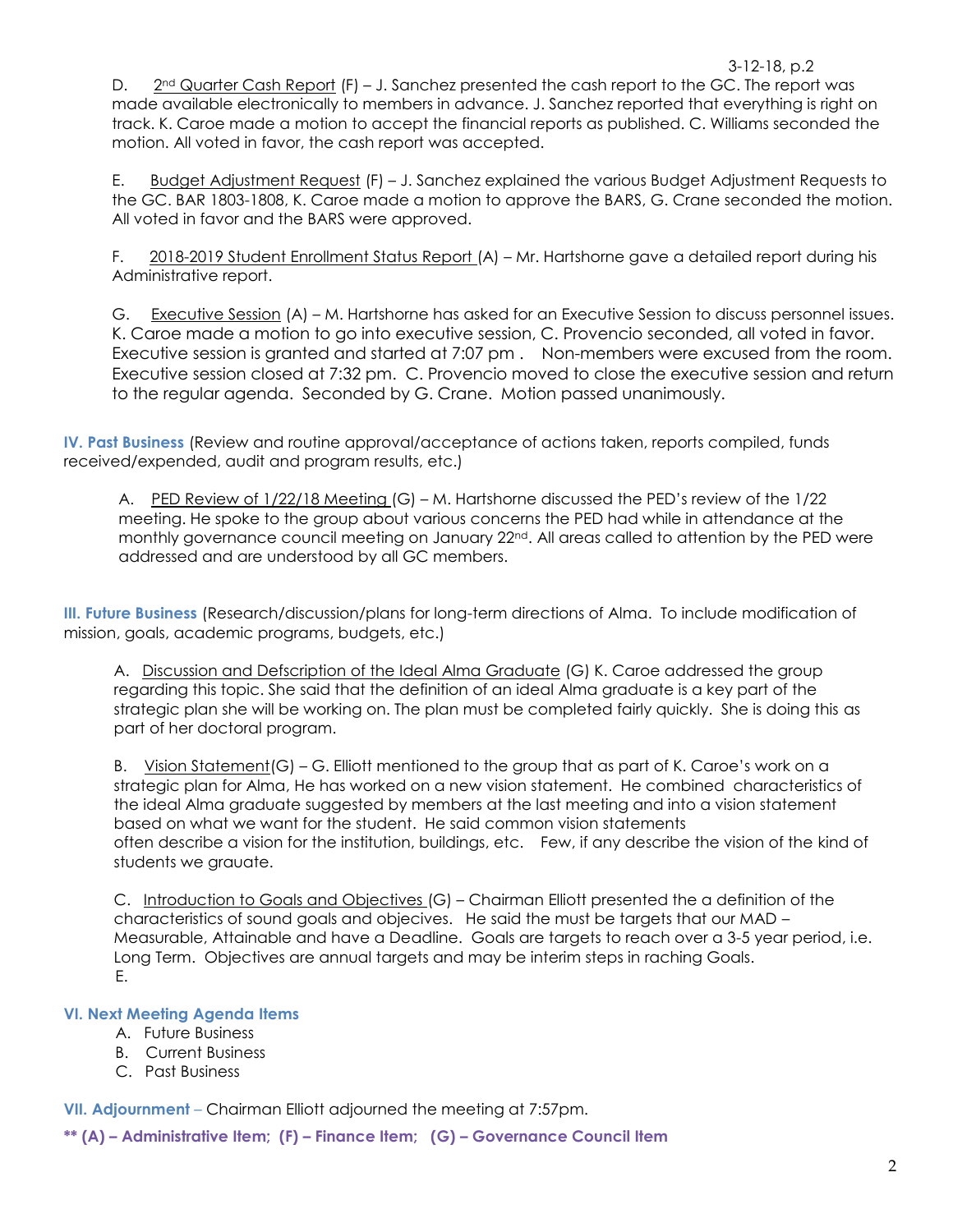D. 2nd Quarter Cash Report (F) – J. Sanchez presented the cash report to the GC. The report was made available electronically to members in advance. J. Sanchez reported that everything is right on track. K. Caroe made a motion to accept the financial reports as published. C. Williams seconded the motion. All voted in favor, the cash report was accepted.

E. Budget Adjustment Request (F) – J. Sanchez explained the various Budget Adjustment Requests to the GC. BAR 1803-1808, K. Caroe made a motion to approve the BARS, G. Crane seconded the motion. All voted in favor and the BARS were approved.

F. 2018-2019 Student Enrollment Status Report (A) – Mr. Hartshorne gave a detailed report during his Administrative report.

G. Executive Session (A) – M. Hartshorne has asked for an Executive Session to discuss personnel issues. K. Caroe made a motion to go into executive session, C. Provencio seconded, all voted in favor. Executive session is granted and started at 7:07 pm . Non-members were excused from the room. Executive session closed at 7:32 pm. C. Provencio moved to close the executive session and return to the regular agenda. Seconded by G. Crane. Motion passed unanimously.

## IV. Past Business

(Review and routine approval/acceptance of actions taken, reports compiled, funds received/expended, audit and program results, etc.)

A. PED Review of 1/22/18 Meeting (G) – M. Hartshorne discussed the PED's review of the 1/22 meeting. He spoke to the group about various concerns the PED had while in attendance at the monthly governance council meeting on January 22nd. All areas called to attention by the PED were addressed and are understood by all GC members.

## III. Future Business

(Research/discussion/plans for long-term directions of Alma. To include modification of mission, goals, academic programs, budgets, etc.)

A. Discussion and Defscription of the Ideal Alma Graduate (G) K. Caroe addressed the group regarding this topic. She said that the definition of an ideal Alma graduate is a key part of the strategic plan she will be working on. The plan must be completed fairly quickly. She is doing this as part of her doctoral program.

B. Vision Statement(G) – G. Elliott mentioned to the group that as part of K. Caroe's work on a strategic plan for Alma, He has worked on a new vision statement. He combined characteristics of the ideal Alma graduate suggested by members at the last meeting and into a vision statement based on what we want for the student. He said common vision statements often describe a vision for the institution, buildings, etc. Few, if any describe the vision of the kind of students we grauate.

C. Introduction to Goals and Objectives (G) – Chairman Elliott presented the a definition of the characteristics of sound goals and objecives. He said the must be targets that our MAD – Measurable, Attainable and have a Deadline. Goals are targets to reach over a 3-5 year period, i.e. Long Term. Objectives are annual targets and may be interim steps in raching Goals.

E.

## VI. Next Meeting Agenda Items

A. Future Business
B. Current Business
C. Past Business

**VII. Adjournment** – Chairman Elliott adjourned the meeting at 7:57pm.

**\*\* (A) – Administrative Item; (F) – Finance Item; (G) – Governance Council Item**